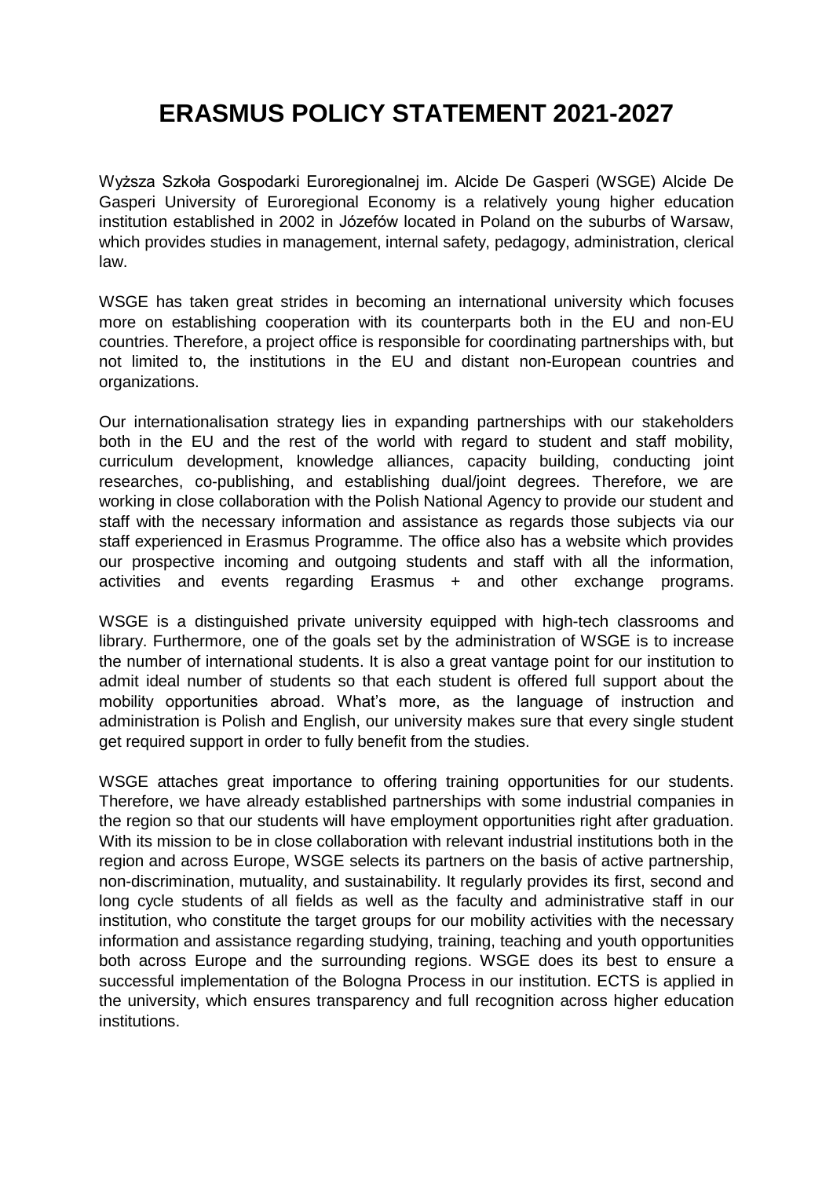# ERASMUS POLICY STATEMENT 2021-2027

Wyższa Szkoła Gospodarki Euroregionalnej im. Alcide De Gasperi (WSGE) Alcide De Gasperi University of Euroregional Economy is a relatively young higher education institution established in 2002 in Józefów located in Poland on the suburbs of Warsaw, which provides studies in management, internal safety, pedagogy, administration, clerical law.

WSGE has taken great strides in becoming an international university which focuses more on establishing cooperation with its counterparts both in the EU and non-EU countries. Therefore, a project office is responsible for coordinating partnerships with, but not limited to, the institutions in the EU and distant non-European countries and organizations.

Our internationalisation strategy lies in expanding partnerships with our stakeholders both in the EU and the rest of the world with regard to student and staff mobility, curriculum development, knowledge alliances, capacity building, conducting joint researches, co-publishing, and establishing dual/joint degrees. Therefore, we are working in close collaboration with the Polish National Agency to provide our student and staff with the necessary information and assistance as regards those subjects via our staff experienced in Erasmus Programme. The office also has a website which provides our prospective incoming and outgoing students and staff with all the information, activities and events regarding Erasmus + and other exchange programs.

WSGE is a distinguished private university equipped with high-tech classrooms and library. Furthermore, one of the goals set by the administration of WSGE is to increase the number of international students. It is also a great vantage point for our institution to admit ideal number of students so that each student is offered full support about the mobility opportunities abroad. What's more, as the language of instruction and administration is Polish and English, our university makes sure that every single student get required support in order to fully benefit from the studies.

WSGE attaches great importance to offering training opportunities for our students. Therefore, we have already established partnerships with some industrial companies in the region so that our students will have employment opportunities right after graduation. With its mission to be in close collaboration with relevant industrial institutions both in the region and across Europe, WSGE selects its partners on the basis of active partnership, non-discrimination, mutuality, and sustainability. It regularly provides its first, second and long cycle students of all fields as well as the faculty and administrative staff in our institution, who constitute the target groups for our mobility activities with the necessary information and assistance regarding studying, training, teaching and youth opportunities both across Europe and the surrounding regions. WSGE does its best to ensure a successful implementation of the Bologna Process in our institution. ECTS is applied in the university, which ensures transparency and full recognition across higher education institutions.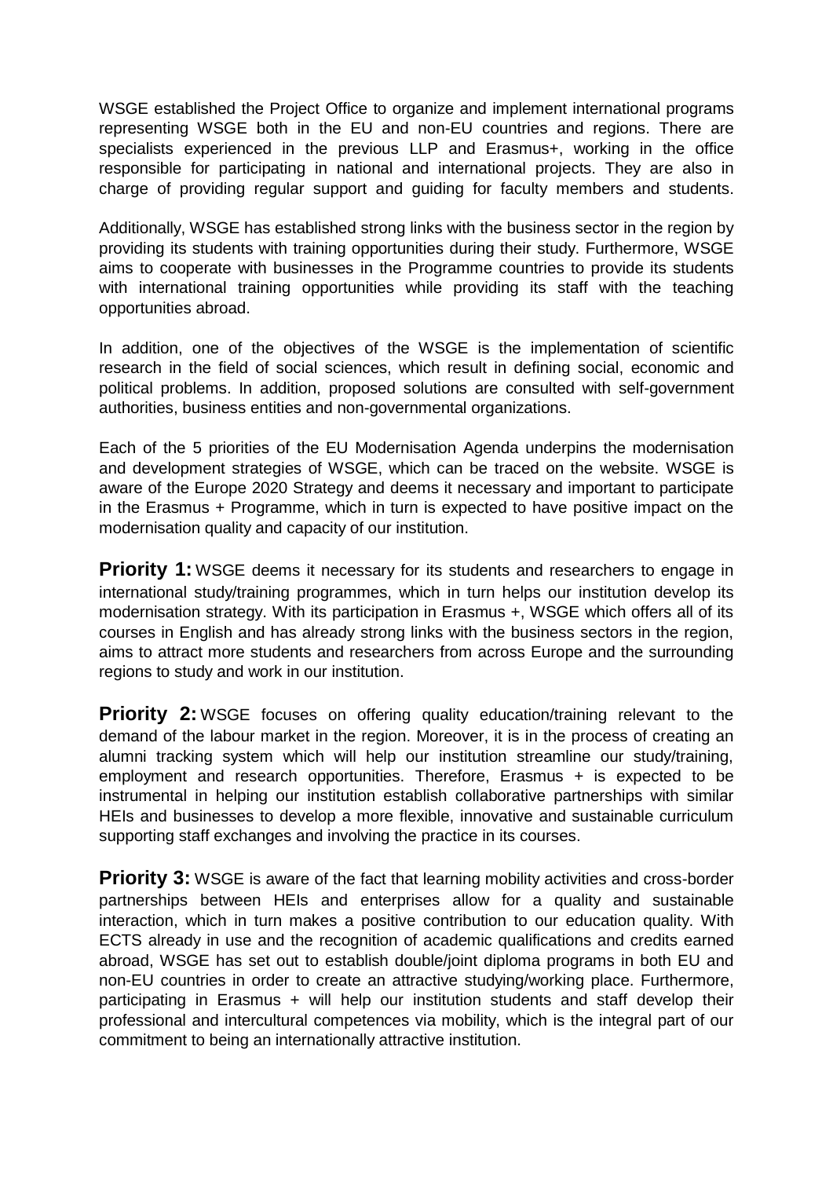WSGE established the Project Office to organize and implement international programs representing WSGE both in the EU and non-EU countries and regions. There are specialists experienced in the previous LLP and Erasmus+, working in the office responsible for participating in national and international projects. They are also in charge of providing regular support and guiding for faculty members and students.

Additionally, WSGE has established strong links with the business sector in the region by providing its students with training opportunities during their study. Furthermore, WSGE aims to cooperate with businesses in the Programme countries to provide its students with international training opportunities while providing its staff with the teaching opportunities abroad.

In addition, one of the objectives of the WSGE is the implementation of scientific research in the field of social sciences, which result in defining social, economic and political problems. In addition, proposed solutions are consulted with self-government authorities, business entities and non-governmental organizations.

Each of the 5 priorities of the EU Modernisation Agenda underpins the modernisation and development strategies of WSGE, which can be traced on the website. WSGE is aware of the Europe 2020 Strategy and deems it necessary and important to participate in the Erasmus + Programme, which in turn is expected to have positive impact on the modernisation quality and capacity of our institution.

**Priority 1:** WSGE deems it necessary for its students and researchers to engage in international study/training programmes, which in turn helps our institution develop its modernisation strategy. With its participation in Erasmus +, WSGE which offers all of its courses in English and has already strong links with the business sectors in the region, aims to attract more students and researchers from across Europe and the surrounding regions to study and work in our institution.

**Priority 2:** WSGE focuses on offering quality education/training relevant to the demand of the labour market in the region. Moreover, it is in the process of creating an alumni tracking system which will help our institution streamline our study/training, employment and research opportunities. Therefore, Erasmus + is expected to be instrumental in helping our institution establish collaborative partnerships with similar HEIs and businesses to develop a more flexible, innovative and sustainable curriculum supporting staff exchanges and involving the practice in its courses.

**Priority 3:** WSGE is aware of the fact that learning mobility activities and cross-border partnerships between HEIs and enterprises allow for a quality and sustainable interaction, which in turn makes a positive contribution to our education quality. With ECTS already in use and the recognition of academic qualifications and credits earned abroad, WSGE has set out to establish double/joint diploma programs in both EU and non-EU countries in order to create an attractive studying/working place. Furthermore, participating in Erasmus + will help our institution students and staff develop their professional and intercultural competences via mobility, which is the integral part of our commitment to being an internationally attractive institution.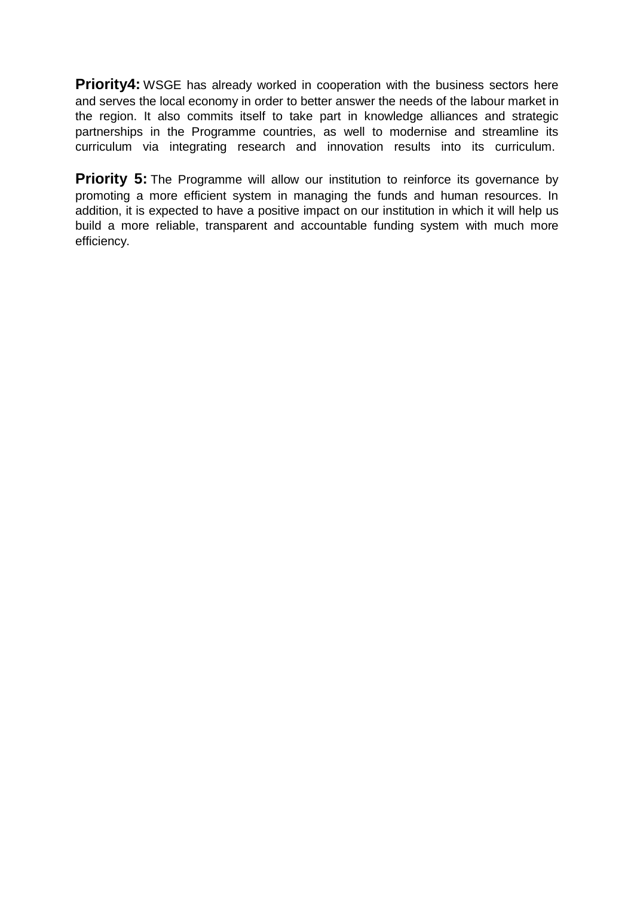**Priority4:** WSGE has already worked in cooperation with the business sectors here and serves the local economy in order to better answer the needs of the labour market in the region. It also commits itself to take part in knowledge alliances and strategic partnerships in the Programme countries, as well to modernise and streamline its curriculum via integrating research and innovation results into its curriculum.

**Priority 5:** The Programme will allow our institution to reinforce its governance by promoting a more efficient system in managing the funds and human resources. In addition, it is expected to have a positive impact on our institution in which it will help us build a more reliable, transparent and accountable funding system with much more efficiency.